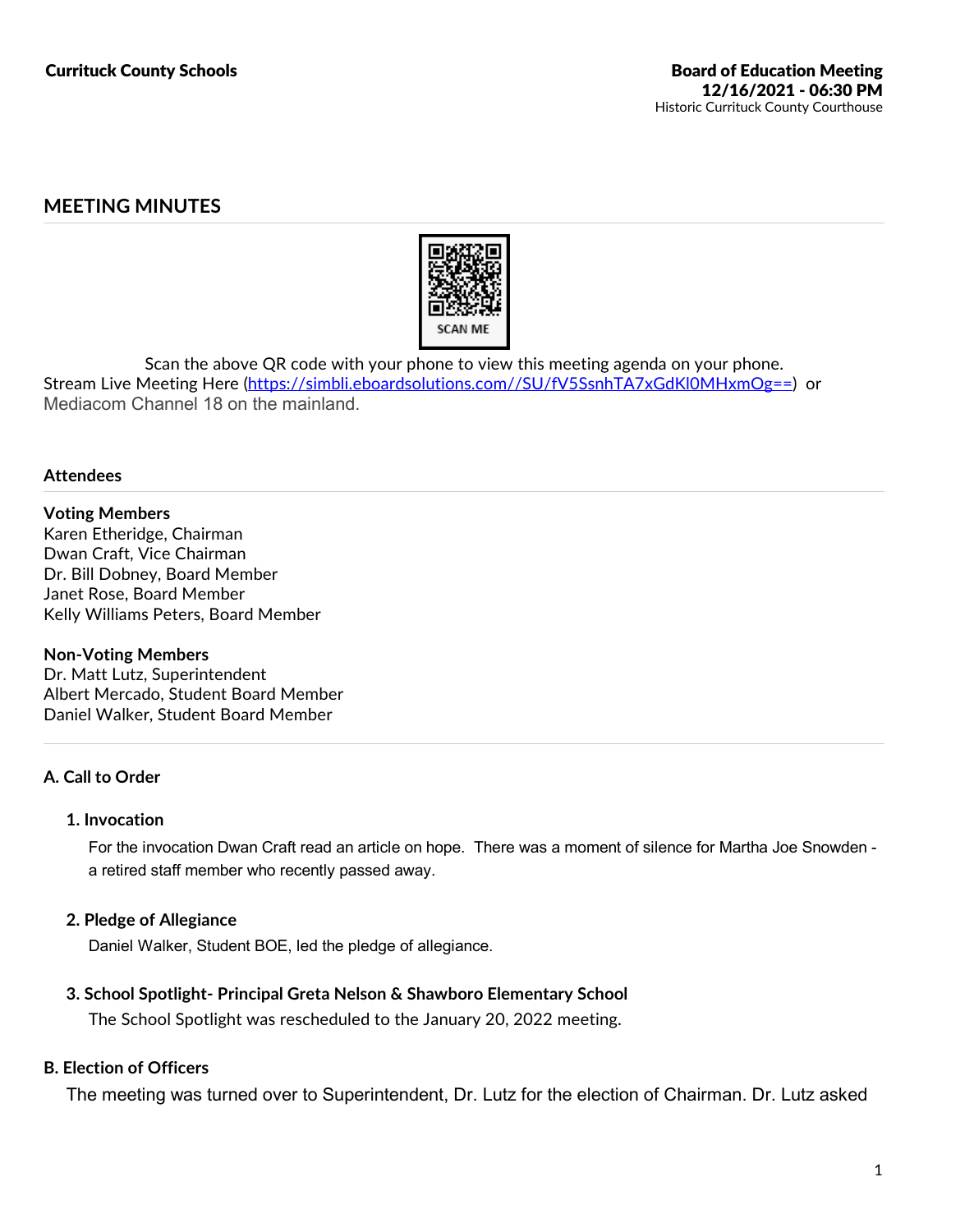**Currituck County Schools**

**Board of Education Meeting**
**12/16/2021 - 06:30 PM**
Historic Currituck County Courthouse

## MEETING MINUTES

Scan the above QR code with your phone to view this meeting agenda on your phone.
Stream Live Meeting Here (https://simbli.eboardsolutions.com//SU/fV5SsnhTA7xGdKl0MHxmOg==) or Mediacom Channel 18 on the mainland.

### Attendees

**Voting Members**
Karen Etheridge, Chairman
Dwan Craft, Vice Chairman
Dr. Bill Dobney, Board Member
Janet Rose, Board Member
Kelly Williams Peters, Board Member

**Non-Voting Members**
Dr. Matt Lutz, Superintendent
Albert Mercado, Student Board Member
Daniel Walker, Student Board Member

### A. Call to Order

#### 1. Invocation

For the invocation Dwan Craft read an article on hope. There was a moment of silence for Martha Joe Snowden - a retired staff member who recently passed away.

#### 2. Pledge of Allegiance

Daniel Walker, Student BOE, led the pledge of allegiance.

#### 3. School Spotlight- Principal Greta Nelson & Shawboro Elementary School

The School Spotlight was rescheduled to the January 20, 2022 meeting.

### B. Election of Officers

The meeting was turned over to Superintendent, Dr. Lutz for the election of Chairman. Dr. Lutz asked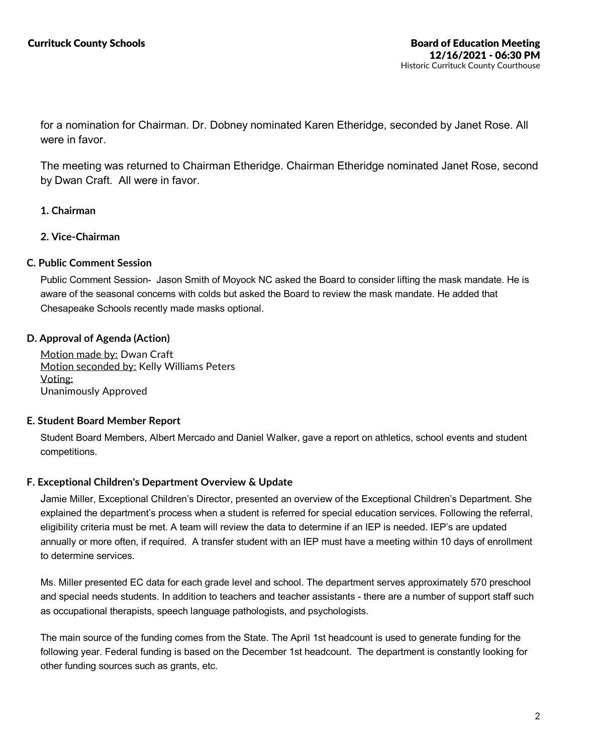for a nomination for Chairman. Dr. Dobney nominated Karen Etheridge, seconded by Janet Rose. All were in favor.

The meeting was returned to Chairman Etheridge. Chairman Etheridge nominated Janet Rose, second by Dwan Craft. All were in favor.

**1. Chairman**

**2. Vice-Chairman**

### C. Public Comment Session

Public Comment Session- Jason Smith of Moyock NC asked the Board to consider lifting the mask mandate. He is aware of the seasonal concerns with colds but asked the Board to review the mask mandate. He added that Chesapeake Schools recently made masks optional.

### D. Approval of Agenda (Action)

Motion made by: Dwan Craft
Motion seconded by: Kelly Williams Peters
Voting:
Unanimously Approved

### E. Student Board Member Report

Student Board Members, Albert Mercado and Daniel Walker, gave a report on athletics, school events and student competitions.

### F. Exceptional Children's Department Overview & Update

Jamie Miller, Exceptional Children's Director, presented an overview of the Exceptional Children's Department. She explained the department's process when a student is referred for special education services. Following the referral, eligibility criteria must be met. A team will review the data to determine if an IEP is needed. IEP's are updated annually or more often, if required. A transfer student with an IEP must have a meeting within 10 days of enrollment to determine services.

Ms. Miller presented EC data for each grade level and school. The department serves approximately 570 preschool and special needs students. In addition to teachers and teacher assistants - there are a number of support staff such as occupational therapists, speech language pathologists, and psychologists.

The main source of the funding comes from the State. The April 1st headcount is used to generate funding for the following year. Federal funding is based on the December 1st headcount. The department is constantly looking for other funding sources such as grants, etc.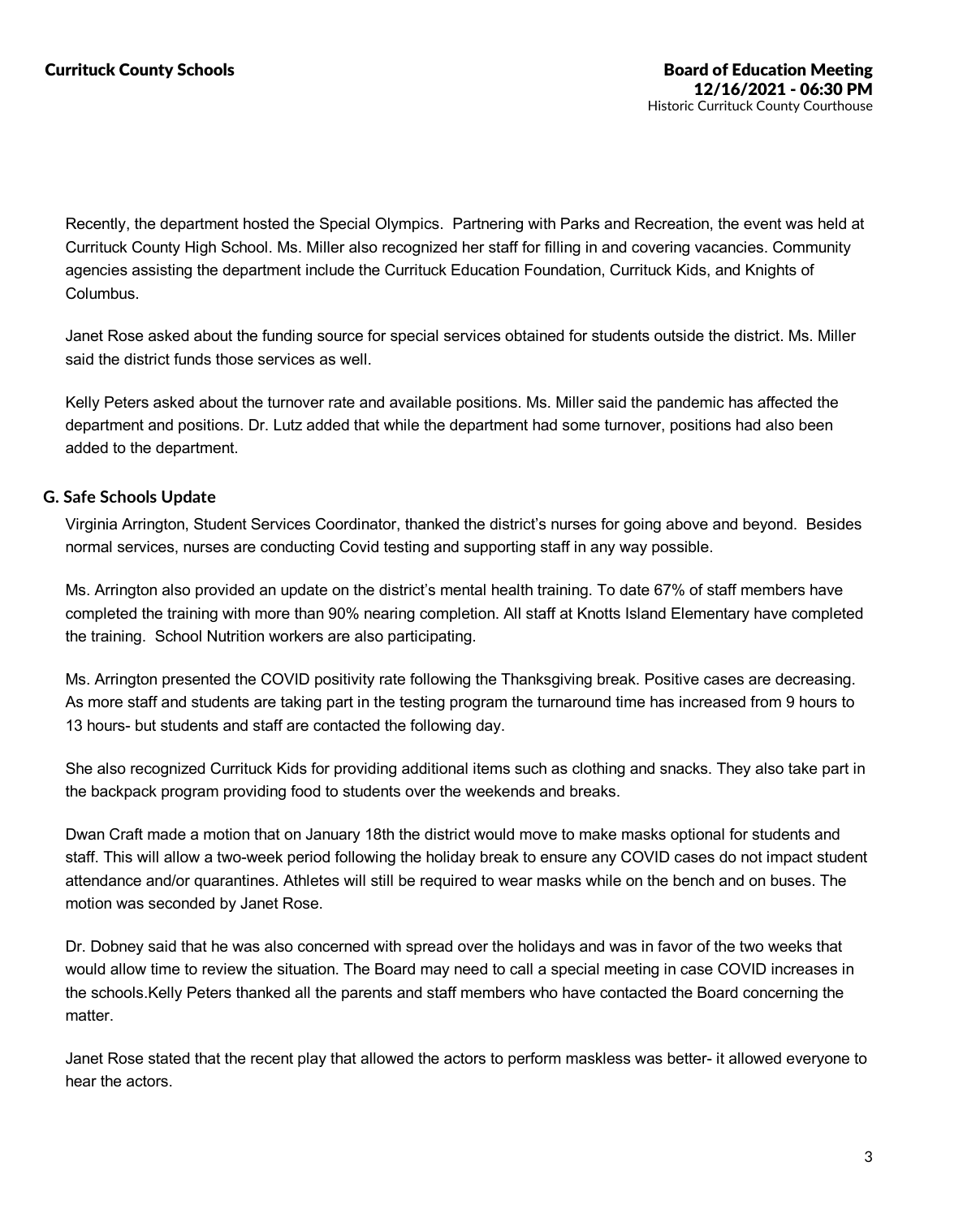Recently, the department hosted the Special Olympics. Partnering with Parks and Recreation, the event was held at Currituck County High School. Ms. Miller also recognized her staff for filling in and covering vacancies. Community agencies assisting the department include the Currituck Education Foundation, Currituck Kids, and Knights of Columbus.

Janet Rose asked about the funding source for special services obtained for students outside the district. Ms. Miller said the district funds those services as well.

Kelly Peters asked about the turnover rate and available positions. Ms. Miller said the pandemic has affected the department and positions. Dr. Lutz added that while the department had some turnover, positions had also been added to the department.

### G. Safe Schools Update

Virginia Arrington, Student Services Coordinator, thanked the district's nurses for going above and beyond. Besides normal services, nurses are conducting Covid testing and supporting staff in any way possible.

Ms. Arrington also provided an update on the district's mental health training. To date 67% of staff members have completed the training with more than 90% nearing completion. All staff at Knotts Island Elementary have completed the training. School Nutrition workers are also participating.

Ms. Arrington presented the COVID positivity rate following the Thanksgiving break. Positive cases are decreasing. As more staff and students are taking part in the testing program the turnaround time has increased from 9 hours to 13 hours- but students and staff are contacted the following day.

She also recognized Currituck Kids for providing additional items such as clothing and snacks. They also take part in the backpack program providing food to students over the weekends and breaks.

Dwan Craft made a motion that on January 18th the district would move to make masks optional for students and staff. This will allow a two-week period following the holiday break to ensure any COVID cases do not impact student attendance and/or quarantines. Athletes will still be required to wear masks while on the bench and on buses. The motion was seconded by Janet Rose.

Dr. Dobney said that he was also concerned with spread over the holidays and was in favor of the two weeks that would allow time to review the situation. The Board may need to call a special meeting in case COVID increases in the schools.Kelly Peters thanked all the parents and staff members who have contacted the Board concerning the matter.

Janet Rose stated that the recent play that allowed the actors to perform maskless was better- it allowed everyone to hear the actors.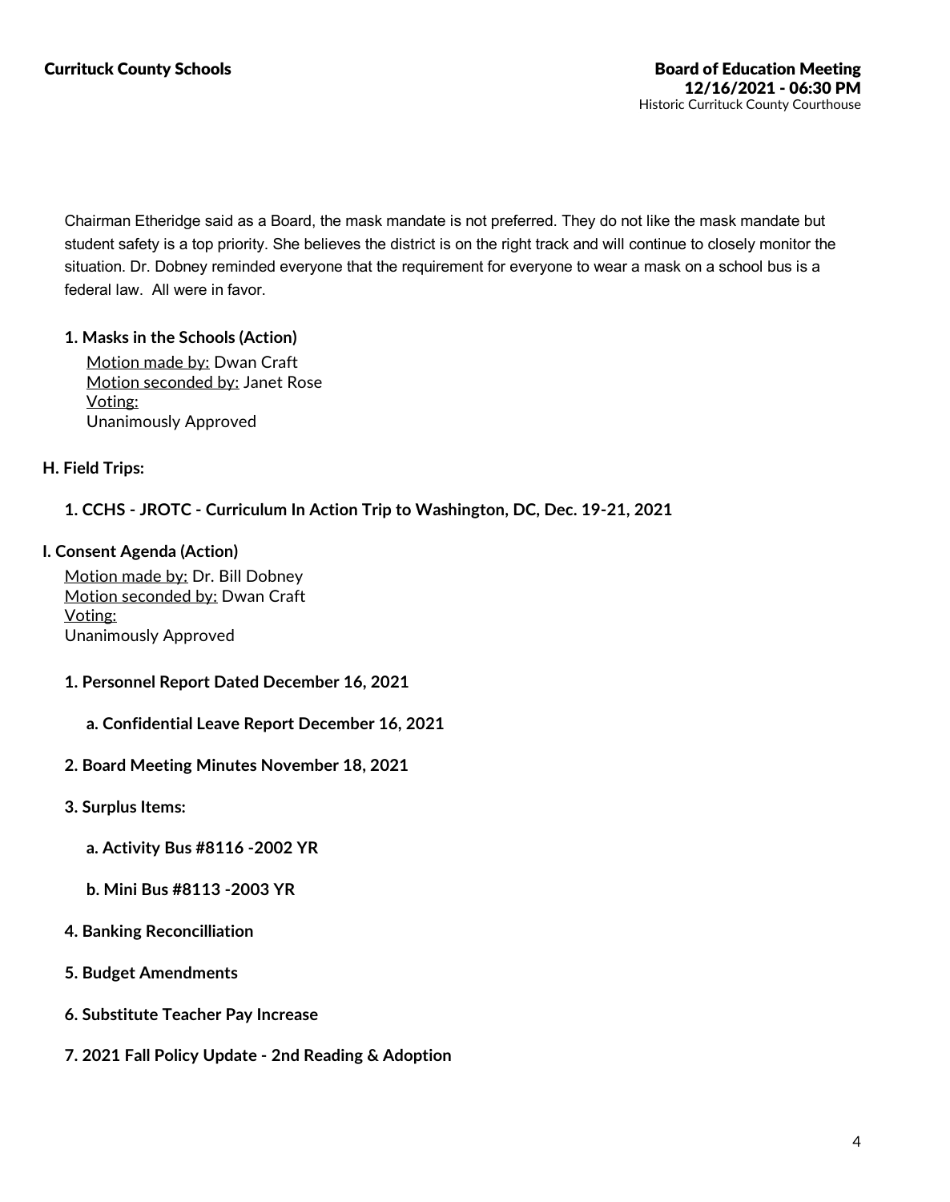Chairman Etheridge said as a Board, the mask mandate is not preferred. They do not like the mask mandate but student safety is a top priority. She believes the district is on the right track and will continue to closely monitor the situation. Dr. Dobney reminded everyone that the requirement for everyone to wear a mask on a school bus is a federal law. All were in favor.

**1. Masks in the Schools (Action)**

Motion made by: Dwan Craft
Motion seconded by: Janet Rose
Voting:
Unanimously Approved

### H. Field Trips:

**1. CCHS - JROTC - Curriculum In Action Trip to Washington, DC, Dec. 19-21, 2021**

### I. Consent Agenda (Action)

Motion made by: Dr. Bill Dobney
Motion seconded by: Dwan Craft
Voting:
Unanimously Approved

**1. Personnel Report Dated December 16, 2021**

**a. Confidential Leave Report December 16, 2021**

**2. Board Meeting Minutes November 18, 2021**

**3. Surplus Items:**

**a. Activity Bus #8116 -2002 YR**

**b. Mini Bus #8113 -2003 YR**

**4. Banking Reconcilliation**

**5. Budget Amendments**

**6. Substitute Teacher Pay Increase**

**7. 2021 Fall Policy Update - 2nd Reading & Adoption**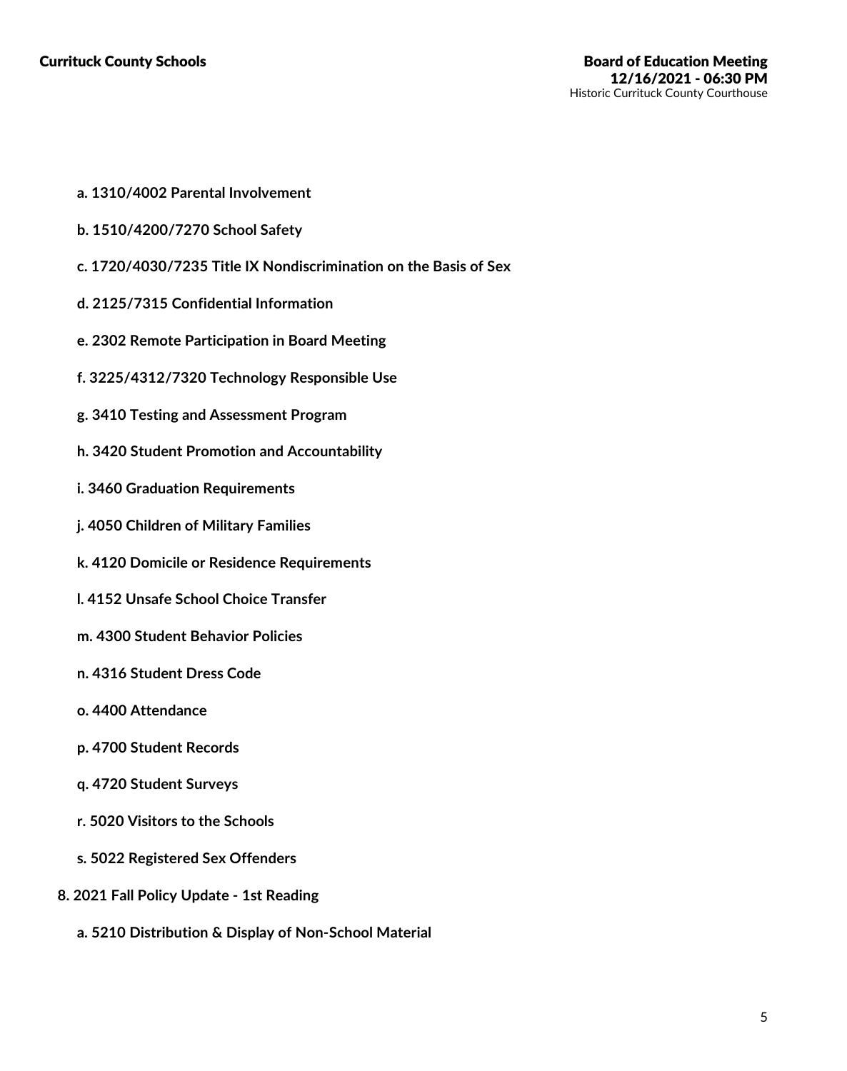**a. 1310/4002 Parental Involvement**

**b. 1510/4200/7270 School Safety**

**c. 1720/4030/7235 Title IX Nondiscrimination on the Basis of Sex**

**d. 2125/7315 Confidential Information**

**e. 2302 Remote Participation in Board Meeting**

**f. 3225/4312/7320 Technology Responsible Use**

**g. 3410 Testing and Assessment Program**

**h. 3420 Student Promotion and Accountability**

**i. 3460 Graduation Requirements**

**j. 4050 Children of Military Families**

**k. 4120 Domicile or Residence Requirements**

**l. 4152 Unsafe School Choice Transfer**

**m. 4300 Student Behavior Policies**

**n. 4316 Student Dress Code**

**o. 4400 Attendance**

**p. 4700 Student Records**

**q. 4720 Student Surveys**

**r. 5020 Visitors to the Schools**

**s. 5022 Registered Sex Offenders**

**8. 2021 Fall Policy Update - 1st Reading**

**a. 5210 Distribution & Display of Non-School Material**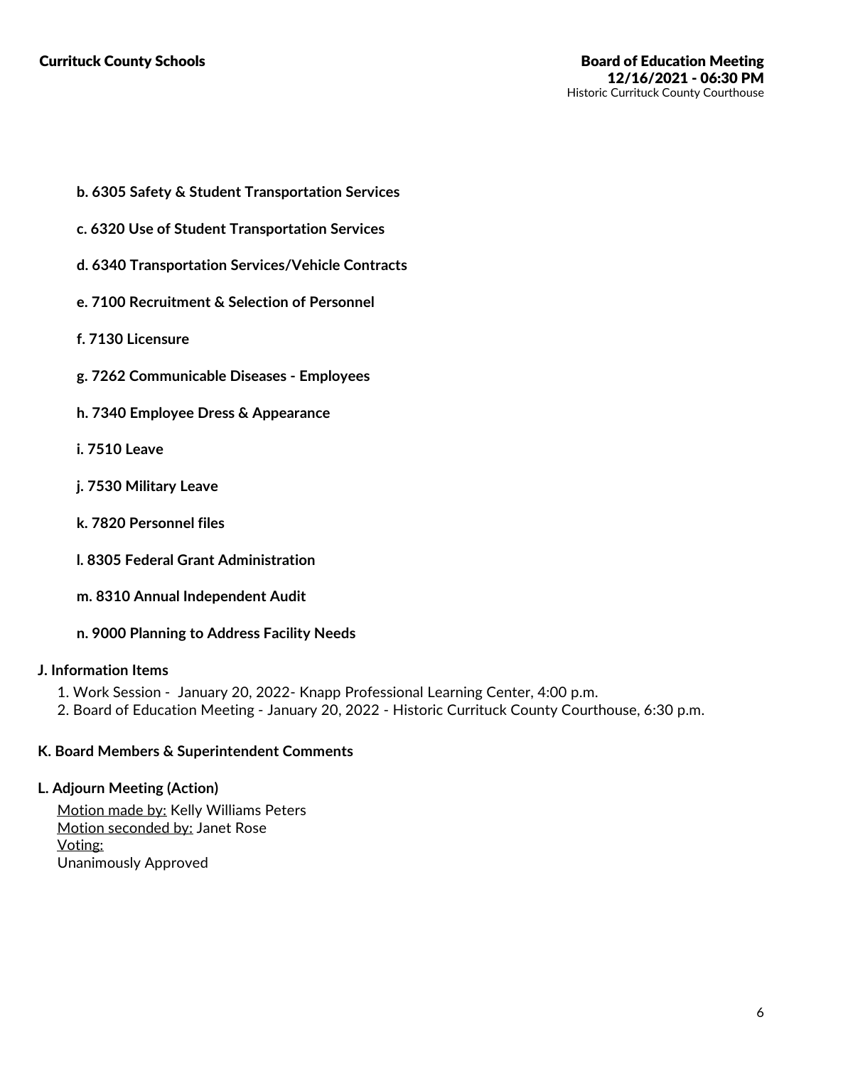**b. 6305 Safety & Student Transportation Services**

**c. 6320 Use of Student Transportation Services**

**d. 6340 Transportation Services/Vehicle Contracts**

**e. 7100 Recruitment & Selection of Personnel**

**f. 7130 Licensure**

**g. 7262 Communicable Diseases - Employees**

**h. 7340 Employee Dress & Appearance**

**i. 7510 Leave**

**j. 7530 Military Leave**

**k. 7820 Personnel files**

**l. 8305 Federal Grant Administration**

**m. 8310 Annual Independent Audit**

**n. 9000 Planning to Address Facility Needs**

**J. Information Items**

1. Work Session - January 20, 2022- Knapp Professional Learning Center, 4:00 p.m.
2. Board of Education Meeting - January 20, 2022 - Historic Currituck County Courthouse, 6:30 p.m.

**K. Board Members & Superintendent Comments**

**L. Adjourn Meeting (Action)**

Motion made by: Kelly Williams Peters
Motion seconded by: Janet Rose
Voting:
Unanimously Approved